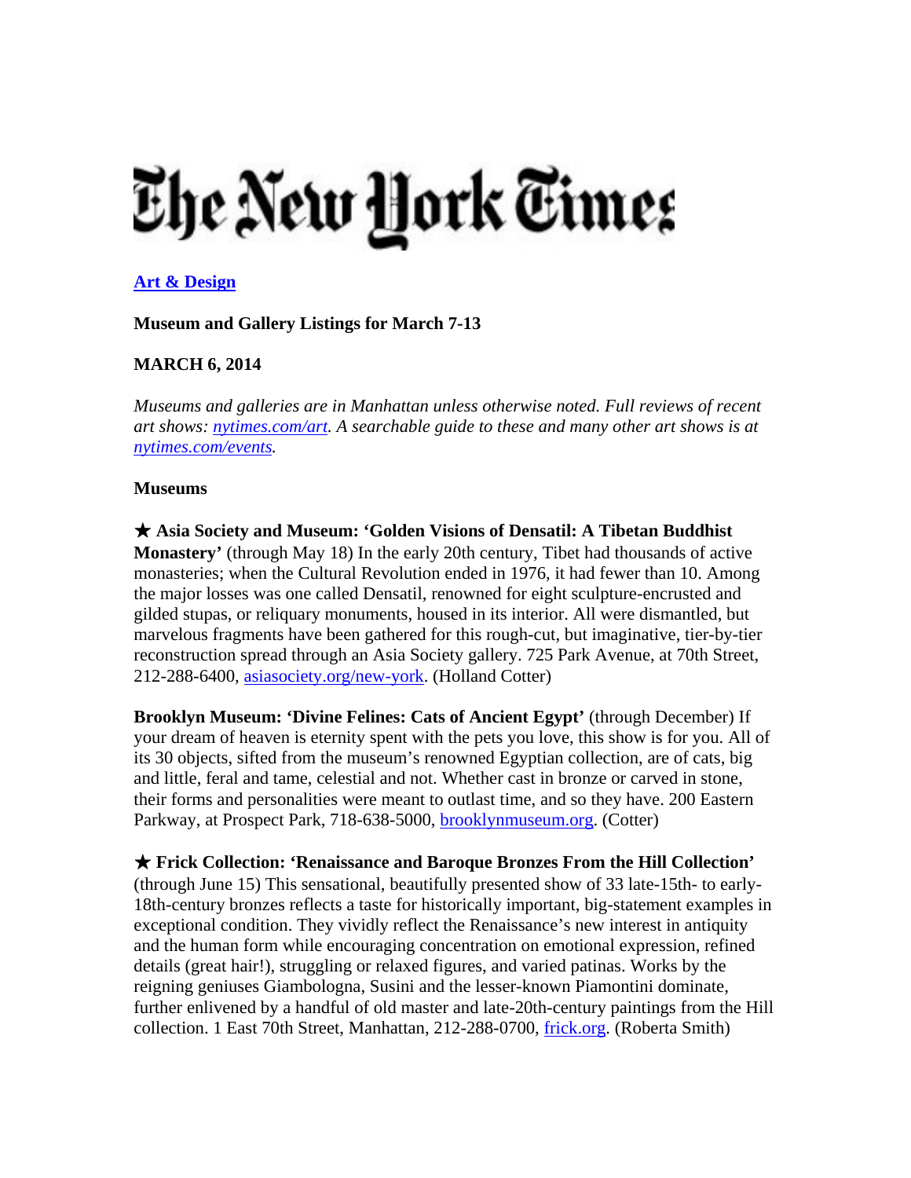# The New York Times

**[Art & Design](#)**

**Museum and Gallery Listings for March 7-13**

**MARCH 6, 2014**

*Museums and galleries are in Manhattan unless otherwise noted. Full reviews of recent art shows: [nytimes.com/art](#). A searchable guide to these and many other art shows is at [nytimes.com/events](#).*

**Museums**

★ **Asia Society and Museum: 'Golden Visions of Densatil: A Tibetan Buddhist Monastery'** (through May 18) In the early 20th century, Tibet had thousands of active monasteries; when the Cultural Revolution ended in 1976, it had fewer than 10. Among the major losses was one called Densatil, renowned for eight sculpture-encrusted and gilded stupas, or reliquary monuments, housed in its interior. All were dismantled, but marvelous fragments have been gathered for this rough-cut, but imaginative, tier-by-tier reconstruction spread through an Asia Society gallery. 725 Park Avenue, at 70th Street, 212-288-6400, [asiasociety.org/new-york](#). (Holland Cotter)

**Brooklyn Museum: 'Divine Felines: Cats of Ancient Egypt'** (through December) If your dream of heaven is eternity spent with the pets you love, this show is for you. All of its 30 objects, sifted from the museum's renowned Egyptian collection, are of cats, big and little, feral and tame, celestial and not. Whether cast in bronze or carved in stone, their forms and personalities were meant to outlast time, and so they have. 200 Eastern Parkway, at Prospect Park, 718-638-5000, [brooklynmuseum.org](#). (Cotter)

★ **Frick Collection: 'Renaissance and Baroque Bronzes From the Hill Collection'** (through June 15) This sensational, beautifully presented show of 33 late-15th- to early-18th-century bronzes reflects a taste for historically important, big-statement examples in exceptional condition. They vividly reflect the Renaissance's new interest in antiquity and the human form while encouraging concentration on emotional expression, refined details (great hair!), struggling or relaxed figures, and varied patinas. Works by the reigning geniuses Giambologna, Susini and the lesser-known Piamontini dominate, further enlivened by a handful of old master and late-20th-century paintings from the Hill collection. 1 East 70th Street, Manhattan, 212-288-0700, [frick.org](#). (Roberta Smith)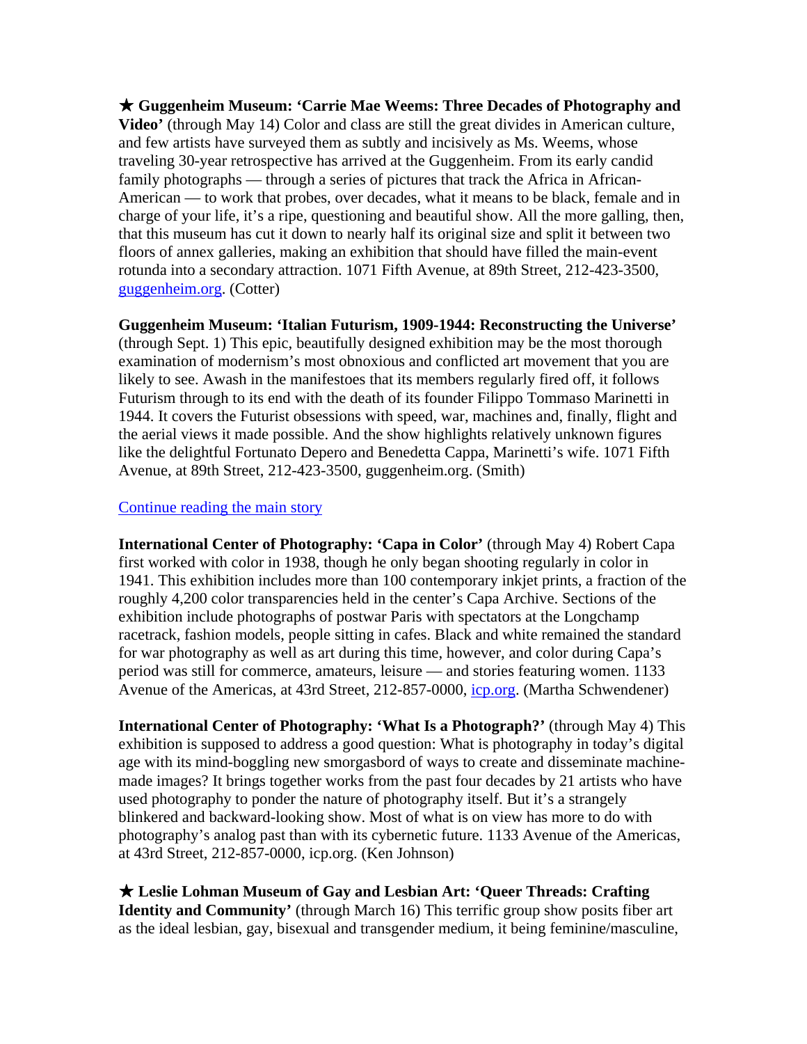★ **Guggenheim Museum: 'Carrie Mae Weems: Three Decades of Photography and Video'** (through May 14) Color and class are still the great divides in American culture, and few artists have surveyed them as subtly and incisively as Ms. Weems, whose traveling 30-year retrospective has arrived at the Guggenheim. From its early candid family photographs — through a series of pictures that track the Africa in African-American — to work that probes, over decades, what it means to be black, female and in charge of your life, it's a ripe, questioning and beautiful show. All the more galling, then, that this museum has cut it down to nearly half its original size and split it between two floors of annex galleries, making an exhibition that should have filled the main-event rotunda into a secondary attraction. 1071 Fifth Avenue, at 89th Street, 212-423-3500, guggenheim.org. (Cotter)

**Guggenheim Museum: 'Italian Futurism, 1909-1944: Reconstructing the Universe'** (through Sept. 1) This epic, beautifully designed exhibition may be the most thorough examination of modernism's most obnoxious and conflicted art movement that you are likely to see. Awash in the manifestoes that its members regularly fired off, it follows Futurism through to its end with the death of its founder Filippo Tommaso Marinetti in 1944. It covers the Futurist obsessions with speed, war, machines and, finally, flight and the aerial views it made possible. And the show highlights relatively unknown figures like the delightful Fortunato Depero and Benedetta Cappa, Marinetti's wife. 1071 Fifth Avenue, at 89th Street, 212-423-3500, guggenheim.org. (Smith)

Continue reading the main story

**International Center of Photography: 'Capa in Color'** (through May 4) Robert Capa first worked with color in 1938, though he only began shooting regularly in color in 1941. This exhibition includes more than 100 contemporary inkjet prints, a fraction of the roughly 4,200 color transparencies held in the center's Capa Archive. Sections of the exhibition include photographs of postwar Paris with spectators at the Longchamp racetrack, fashion models, people sitting in cafes. Black and white remained the standard for war photography as well as art during this time, however, and color during Capa's period was still for commerce, amateurs, leisure — and stories featuring women. 1133 Avenue of the Americas, at 43rd Street, 212-857-0000, icp.org. (Martha Schwendener)

**International Center of Photography: 'What Is a Photograph?'** (through May 4) This exhibition is supposed to address a good question: What is photography in today's digital age with its mind-boggling new smorgasbord of ways to create and disseminate machine-made images? It brings together works from the past four decades by 21 artists who have used photography to ponder the nature of photography itself. But it's a strangely blinkered and backward-looking show. Most of what is on view has more to do with photography's analog past than with its cybernetic future. 1133 Avenue of the Americas, at 43rd Street, 212-857-0000, icp.org. (Ken Johnson)

★ **Leslie Lohman Museum of Gay and Lesbian Art: 'Queer Threads: Crafting Identity and Community'** (through March 16) This terrific group show posits fiber art as the ideal lesbian, gay, bisexual and transgender medium, it being feminine/masculine,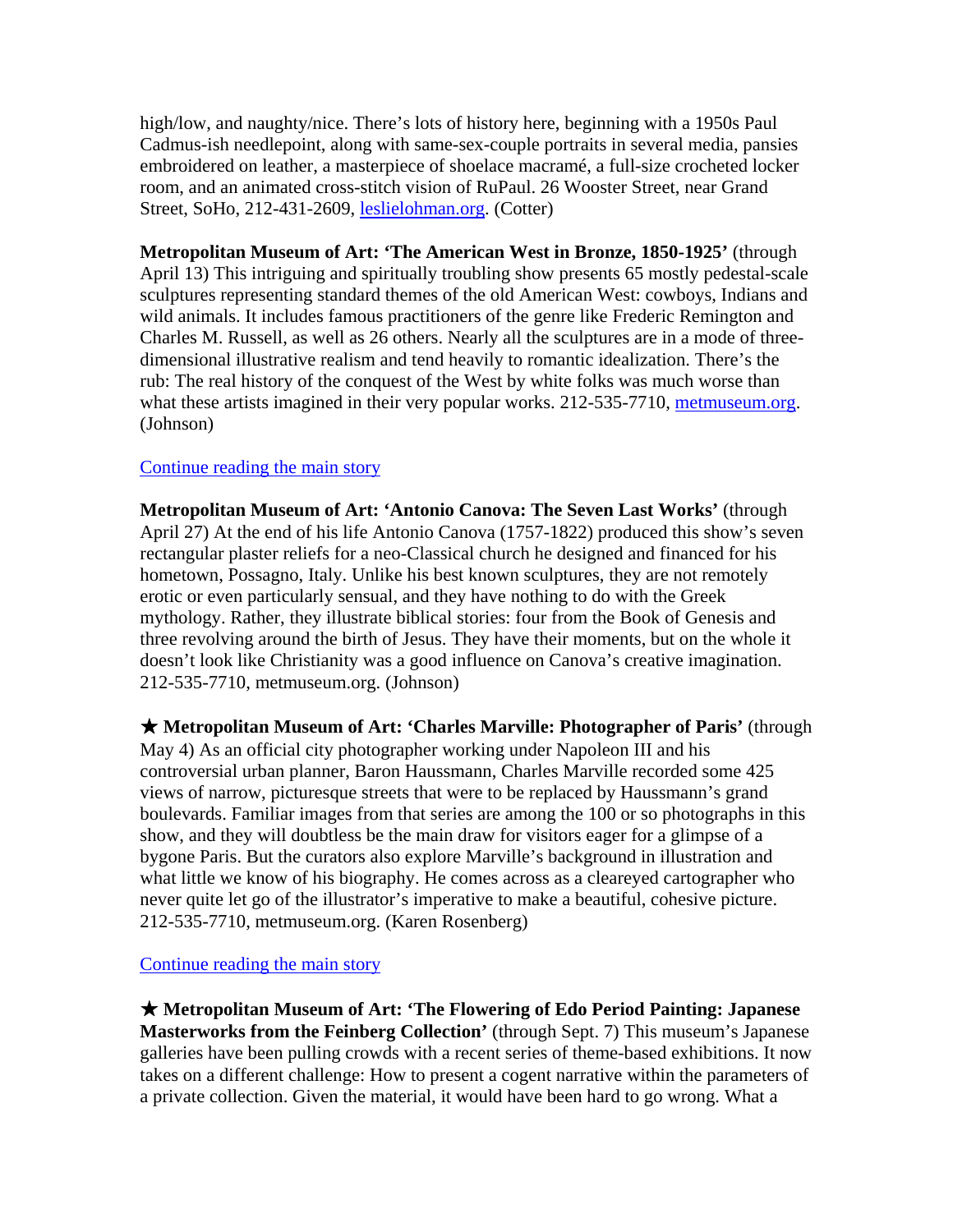high/low, and naughty/nice. There's lots of history here, beginning with a 1950s Paul Cadmus-ish needlepoint, along with same-sex-couple portraits in several media, pansies embroidered on leather, a masterpiece of shoelace macramé, a full-size crocheted locker room, and an animated cross-stitch vision of RuPaul. 26 Wooster Street, near Grand Street, SoHo, 212-431-2609, [leslielohman.org](leslielohman.org). (Cotter)

**Metropolitan Museum of Art: 'The American West in Bronze, 1850-1925'** (through April 13) This intriguing and spiritually troubling show presents 65 mostly pedestal-scale sculptures representing standard themes of the old American West: cowboys, Indians and wild animals. It includes famous practitioners of the genre like Frederic Remington and Charles M. Russell, as well as 26 others. Nearly all the sculptures are in a mode of three-dimensional illustrative realism and tend heavily to romantic idealization. There's the rub: The real history of the conquest of the West by white folks was much worse than what these artists imagined in their very popular works. 212-535-7710, [metmuseum.org](metmuseum.org). (Johnson)

Continue reading the main story

**Metropolitan Museum of Art: 'Antonio Canova: The Seven Last Works'** (through April 27) At the end of his life Antonio Canova (1757-1822) produced this show's seven rectangular plaster reliefs for a neo-Classical church he designed and financed for his hometown, Possagno, Italy. Unlike his best known sculptures, they are not remotely erotic or even particularly sensual, and they have nothing to do with the Greek mythology. Rather, they illustrate biblical stories: four from the Book of Genesis and three revolving around the birth of Jesus. They have their moments, but on the whole it doesn't look like Christianity was a good influence on Canova's creative imagination. 212-535-7710, metmuseum.org. (Johnson)

★ **Metropolitan Museum of Art: 'Charles Marville: Photographer of Paris'** (through May 4) As an official city photographer working under Napoleon III and his controversial urban planner, Baron Haussmann, Charles Marville recorded some 425 views of narrow, picturesque streets that were to be replaced by Haussmann's grand boulevards. Familiar images from that series are among the 100 or so photographs in this show, and they will doubtless be the main draw for visitors eager for a glimpse of a bygone Paris. But the curators also explore Marville's background in illustration and what little we know of his biography. He comes across as a cleareyed cartographer who never quite let go of the illustrator's imperative to make a beautiful, cohesive picture. 212-535-7710, metmuseum.org. (Karen Rosenberg)

Continue reading the main story

★ **Metropolitan Museum of Art: 'The Flowering of Edo Period Painting: Japanese Masterworks from the Feinberg Collection'** (through Sept. 7) This museum's Japanese galleries have been pulling crowds with a recent series of theme-based exhibitions. It now takes on a different challenge: How to present a cogent narrative within the parameters of a private collection. Given the material, it would have been hard to go wrong. What a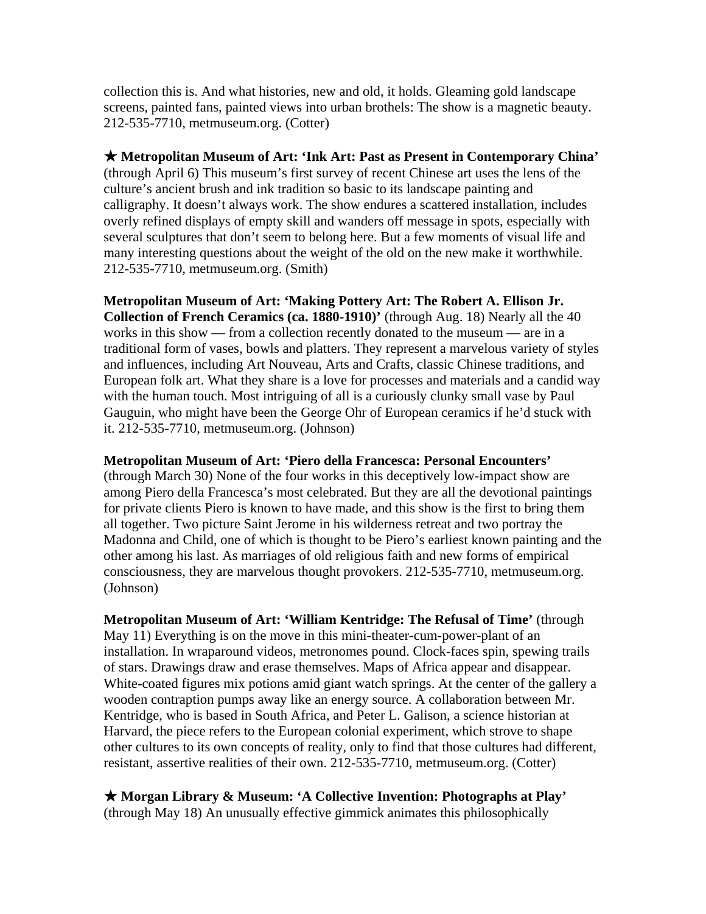collection this is. And what histories, new and old, it holds. Gleaming gold landscape screens, painted fans, painted views into urban brothels: The show is a magnetic beauty. 212-535-7710, metmuseum.org. (Cotter)

★ **Metropolitan Museum of Art: 'Ink Art: Past as Present in Contemporary China'** (through April 6) This museum's first survey of recent Chinese art uses the lens of the culture's ancient brush and ink tradition so basic to its landscape painting and calligraphy. It doesn't always work. The show endures a scattered installation, includes overly refined displays of empty skill and wanders off message in spots, especially with several sculptures that don't seem to belong here. But a few moments of visual life and many interesting questions about the weight of the old on the new make it worthwhile. 212-535-7710, metmuseum.org. (Smith)

**Metropolitan Museum of Art: 'Making Pottery Art: The Robert A. Ellison Jr. Collection of French Ceramics (ca. 1880-1910)'** (through Aug. 18) Nearly all the 40 works in this show — from a collection recently donated to the museum — are in a traditional form of vases, bowls and platters. They represent a marvelous variety of styles and influences, including Art Nouveau, Arts and Crafts, classic Chinese traditions, and European folk art. What they share is a love for processes and materials and a candid way with the human touch. Most intriguing of all is a curiously clunky small vase by Paul Gauguin, who might have been the George Ohr of European ceramics if he'd stuck with it. 212-535-7710, metmuseum.org. (Johnson)

**Metropolitan Museum of Art: 'Piero della Francesca: Personal Encounters'** (through March 30) None of the four works in this deceptively low-impact show are among Piero della Francesca's most celebrated. But they are all the devotional paintings for private clients Piero is known to have made, and this show is the first to bring them all together. Two picture Saint Jerome in his wilderness retreat and two portray the Madonna and Child, one of which is thought to be Piero's earliest known painting and the other among his last. As marriages of old religious faith and new forms of empirical consciousness, they are marvelous thought provokers. 212-535-7710, metmuseum.org. (Johnson)

**Metropolitan Museum of Art: 'William Kentridge: The Refusal of Time'** (through May 11) Everything is on the move in this mini-theater-cum-power-plant of an installation. In wraparound videos, metronomes pound. Clock-faces spin, spewing trails of stars. Drawings draw and erase themselves. Maps of Africa appear and disappear. White-coated figures mix potions amid giant watch springs. At the center of the gallery a wooden contraption pumps away like an energy source. A collaboration between Mr. Kentridge, who is based in South Africa, and Peter L. Galison, a science historian at Harvard, the piece refers to the European colonial experiment, which strove to shape other cultures to its own concepts of reality, only to find that those cultures had different, resistant, assertive realities of their own. 212-535-7710, metmuseum.org. (Cotter)

★ **Morgan Library & Museum: 'A Collective Invention: Photographs at Play'** (through May 18) An unusually effective gimmick animates this philosophically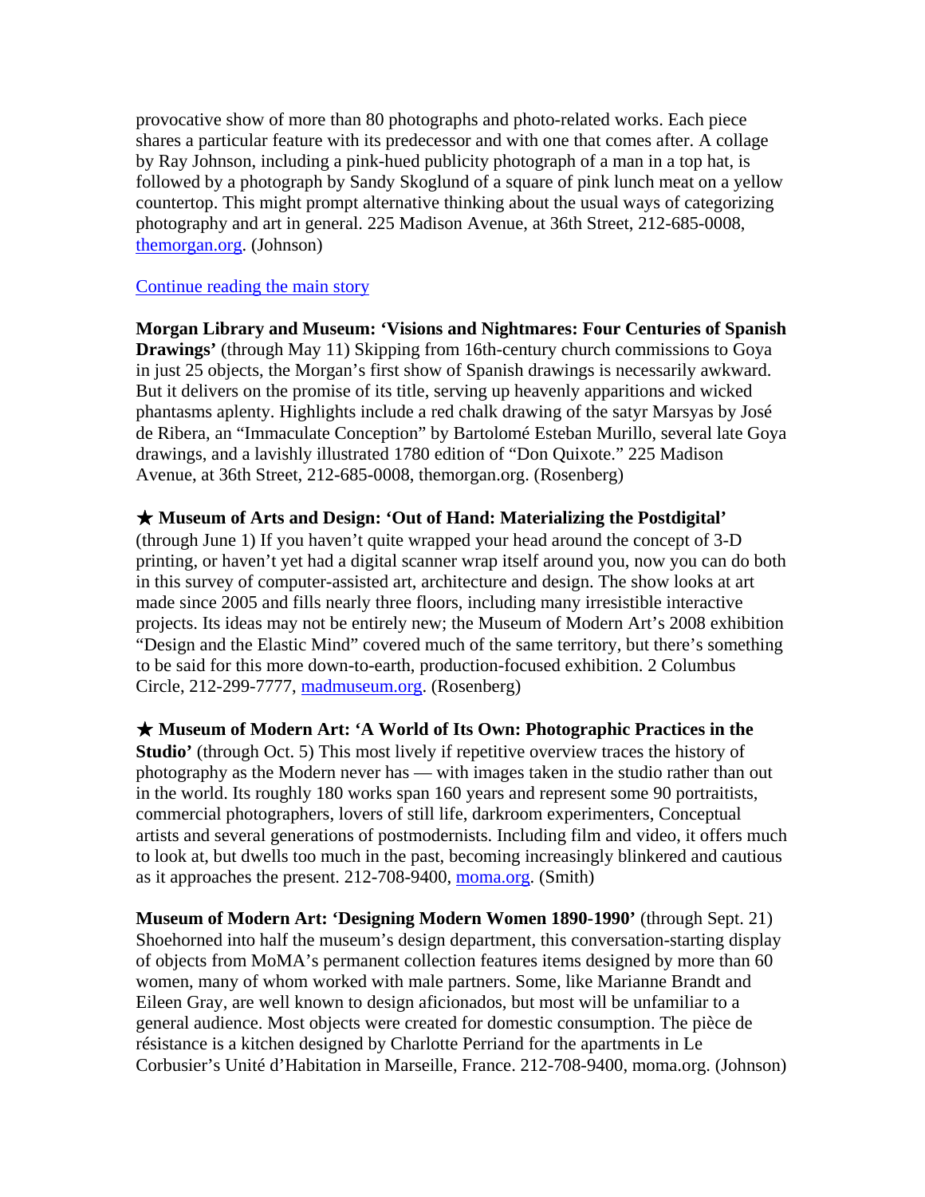provocative show of more than 80 photographs and photo-related works. Each piece shares a particular feature with its predecessor and with one that comes after. A collage by Ray Johnson, including a pink-hued publicity photograph of a man in a top hat, is followed by a photograph by Sandy Skoglund of a square of pink lunch meat on a yellow countertop. This might prompt alternative thinking about the usual ways of categorizing photography and art in general. 225 Madison Avenue, at 36th Street, 212-685-0008, themorgan.org. (Johnson)

Continue reading the main story

**Morgan Library and Museum: 'Visions and Nightmares: Four Centuries of Spanish Drawings'** (through May 11) Skipping from 16th-century church commissions to Goya in just 25 objects, the Morgan's first show of Spanish drawings is necessarily awkward. But it delivers on the promise of its title, serving up heavenly apparitions and wicked phantasms aplenty. Highlights include a red chalk drawing of the satyr Marsyas by José de Ribera, an "Immaculate Conception" by Bartolomé Esteban Murillo, several late Goya drawings, and a lavishly illustrated 1780 edition of "Don Quixote." 225 Madison Avenue, at 36th Street, 212-685-0008, themorgan.org. (Rosenberg)

**★ Museum of Arts and Design: 'Out of Hand: Materializing the Postdigital'** (through June 1) If you haven't quite wrapped your head around the concept of 3-D printing, or haven't yet had a digital scanner wrap itself around you, now you can do both in this survey of computer-assisted art, architecture and design. The show looks at art made since 2005 and fills nearly three floors, including many irresistible interactive projects. Its ideas may not be entirely new; the Museum of Modern Art's 2008 exhibition "Design and the Elastic Mind" covered much of the same territory, but there's something to be said for this more down-to-earth, production-focused exhibition. 2 Columbus Circle, 212-299-7777, madmuseum.org. (Rosenberg)

**★ Museum of Modern Art: 'A World of Its Own: Photographic Practices in the Studio'** (through Oct. 5) This most lively if repetitive overview traces the history of photography as the Modern never has — with images taken in the studio rather than out in the world. Its roughly 180 works span 160 years and represent some 90 portraitists, commercial photographers, lovers of still life, darkroom experimenters, Conceptual artists and several generations of postmodernists. Including film and video, it offers much to look at, but dwells too much in the past, becoming increasingly blinkered and cautious as it approaches the present. 212-708-9400, moma.org. (Smith)

**Museum of Modern Art: 'Designing Modern Women 1890-1990'** (through Sept. 21) Shoehorned into half the museum's design department, this conversation-starting display of objects from MoMA's permanent collection features items designed by more than 60 women, many of whom worked with male partners. Some, like Marianne Brandt and Eileen Gray, are well known to design aficionados, but most will be unfamiliar to a general audience. Most objects were created for domestic consumption. The pièce de résistance is a kitchen designed by Charlotte Perriand for the apartments in Le Corbusier's Unité d'Habitation in Marseille, France. 212-708-9400, moma.org. (Johnson)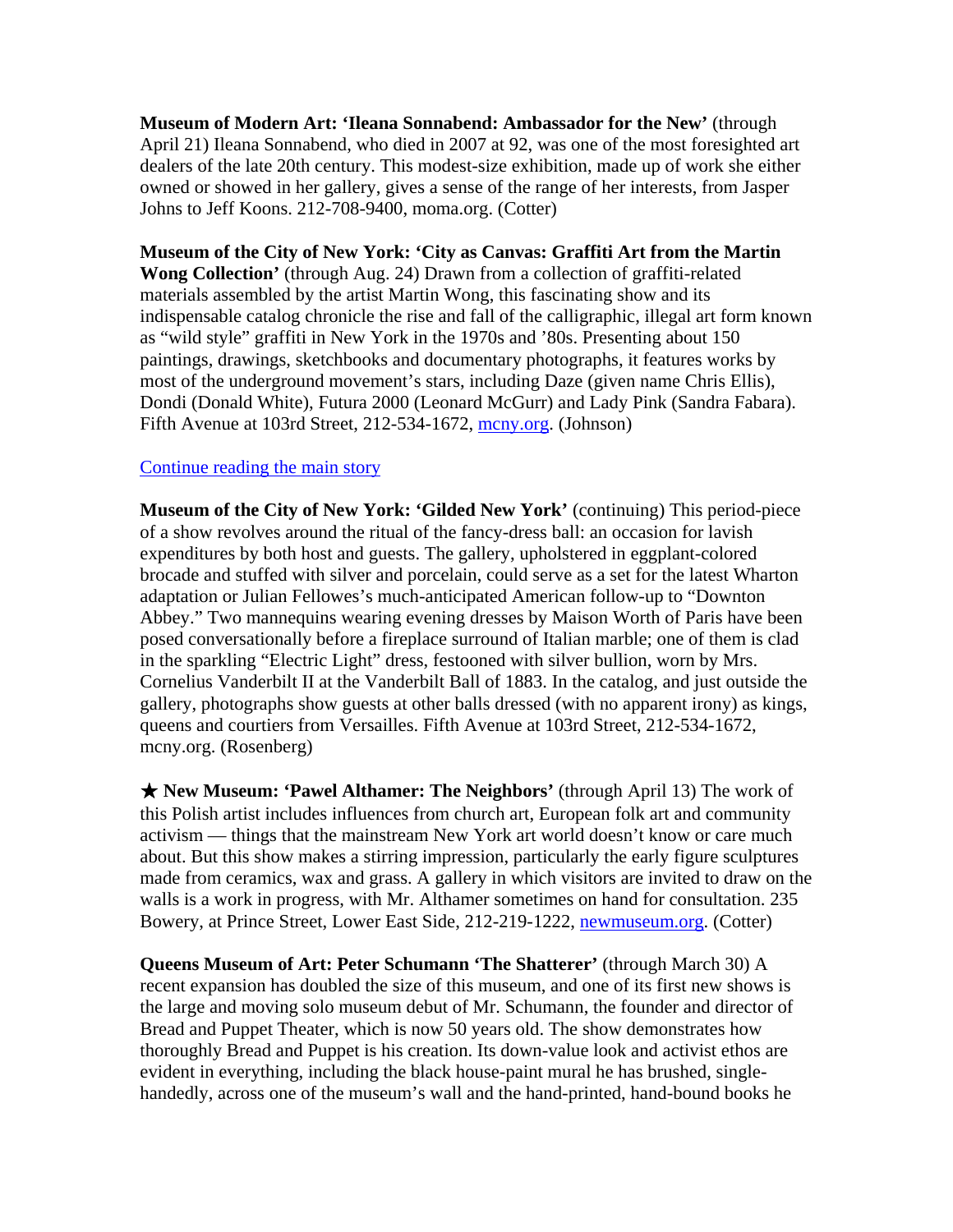**Museum of Modern Art: 'Ileana Sonnabend: Ambassador for the New'** (through April 21) Ileana Sonnabend, who died in 2007 at 92, was one of the most foresighted art dealers of the late 20th century. This modest-size exhibition, made up of work she either owned or showed in her gallery, gives a sense of the range of her interests, from Jasper Johns to Jeff Koons. 212-708-9400, moma.org. (Cotter)

**Museum of the City of New York: 'City as Canvas: Graffiti Art from the Martin Wong Collection'** (through Aug. 24) Drawn from a collection of graffiti-related materials assembled by the artist Martin Wong, this fascinating show and its indispensable catalog chronicle the rise and fall of the calligraphic, illegal art form known as "wild style" graffiti in New York in the 1970s and '80s. Presenting about 150 paintings, drawings, sketchbooks and documentary photographs, it features works by most of the underground movement's stars, including Daze (given name Chris Ellis), Dondi (Donald White), Futura 2000 (Leonard McGurr) and Lady Pink (Sandra Fabara). Fifth Avenue at 103rd Street, 212-534-1672, [mcny.org](mcny.org). (Johnson)

[Continue reading the main story]()

**Museum of the City of New York: 'Gilded New York'** (continuing) This period-piece of a show revolves around the ritual of the fancy-dress ball: an occasion for lavish expenditures by both host and guests. The gallery, upholstered in eggplant-colored brocade and stuffed with silver and porcelain, could serve as a set for the latest Wharton adaptation or Julian Fellowes's much-anticipated American follow-up to "Downton Abbey." Two mannequins wearing evening dresses by Maison Worth of Paris have been posed conversationally before a fireplace surround of Italian marble; one of them is clad in the sparkling "Electric Light" dress, festooned with silver bullion, worn by Mrs. Cornelius Vanderbilt II at the Vanderbilt Ball of 1883. In the catalog, and just outside the gallery, photographs show guests at other balls dressed (with no apparent irony) as kings, queens and courtiers from Versailles. Fifth Avenue at 103rd Street, 212-534-1672, mcny.org. (Rosenberg)

★ **New Museum: 'Pawel Althamer: The Neighbors'** (through April 13) The work of this Polish artist includes influences from church art, European folk art and community activism — things that the mainstream New York art world doesn't know or care much about. But this show makes a stirring impression, particularly the early figure sculptures made from ceramics, wax and grass. A gallery in which visitors are invited to draw on the walls is a work in progress, with Mr. Althamer sometimes on hand for consultation. 235 Bowery, at Prince Street, Lower East Side, 212-219-1222, [newmuseum.org](newmuseum.org). (Cotter)

**Queens Museum of Art: Peter Schumann 'The Shatterer'** (through March 30) A recent expansion has doubled the size of this museum, and one of its first new shows is the large and moving solo museum debut of Mr. Schumann, the founder and director of Bread and Puppet Theater, which is now 50 years old. The show demonstrates how thoroughly Bread and Puppet is his creation. Its down-value look and activist ethos are evident in everything, including the black house-paint mural he has brushed, single-handedly, across one of the museum's wall and the hand-printed, hand-bound books he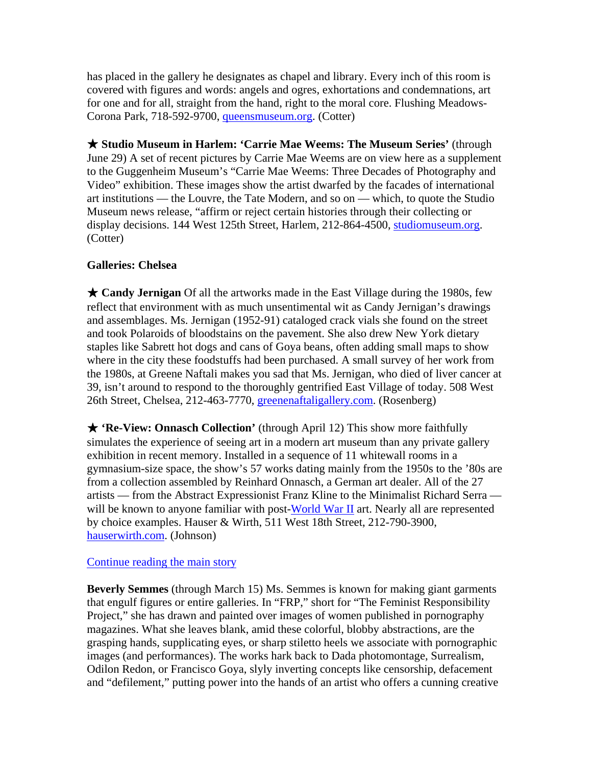has placed in the gallery he designates as chapel and library. Every inch of this room is covered with figures and words: angels and ogres, exhortations and condemnations, art for one and for all, straight from the hand, right to the moral core. Flushing Meadows-Corona Park, 718-592-9700, [queensmuseum.org](queensmuseum.org). (Cotter)

★ **Studio Museum in Harlem: 'Carrie Mae Weems: The Museum Series'** (through June 29) A set of recent pictures by Carrie Mae Weems are on view here as a supplement to the Guggenheim Museum's "Carrie Mae Weems: Three Decades of Photography and Video" exhibition. These images show the artist dwarfed by the facades of international art institutions — the Louvre, the Tate Modern, and so on — which, to quote the Studio Museum news release, "affirm or reject certain histories through their collecting or display decisions. 144 West 125th Street, Harlem, 212-864-4500, [studiomuseum.org](studiomuseum.org). (Cotter)

**Galleries: Chelsea**

★ **Candy Jernigan** Of all the artworks made in the East Village during the 1980s, few reflect that environment with as much unsentimental wit as Candy Jernigan's drawings and assemblages. Ms. Jernigan (1952-91) cataloged crack vials she found on the street and took Polaroids of bloodstains on the pavement. She also drew New York dietary staples like Sabrett hot dogs and cans of Goya beans, often adding small maps to show where in the city these foodstuffs had been purchased. A small survey of her work from the 1980s, at Greene Naftali makes you sad that Ms. Jernigan, who died of liver cancer at 39, isn't around to respond to the thoroughly gentrified East Village of today. 508 West 26th Street, Chelsea, 212-463-7770, [greenenaftaligallery.com](greenenaftaligallery.com). (Rosenberg)

★ **'Re-View: Onnasch Collection'** (through April 12) This show more faithfully simulates the experience of seeing art in a modern art museum than any private gallery exhibition in recent memory. Installed in a sequence of 11 whitewall rooms in a gymnasium-size space, the show's 57 works dating mainly from the 1950s to the '80s are from a collection assembled by Reinhard Onnasch, a German art dealer. All of the 27 artists — from the Abstract Expressionist Franz Kline to the Minimalist Richard Serra — will be known to anyone familiar with post-World War II art. Nearly all are represented by choice examples. Hauser & Wirth, 511 West 18th Street, 212-790-3900, [hauserwirth.com](hauserwirth.com). (Johnson)

Continue reading the main story

**Beverly Semmes** (through March 15) Ms. Semmes is known for making giant garments that engulf figures or entire galleries. In "FRP," short for "The Feminist Responsibility Project," she has drawn and painted over images of women published in pornography magazines. What she leaves blank, amid these colorful, blobby abstractions, are the grasping hands, supplicating eyes, or sharp stiletto heels we associate with pornographic images (and performances). The works hark back to Dada photomontage, Surrealism, Odilon Redon, or Francisco Goya, slyly inverting concepts like censorship, defacement and "defilement," putting power into the hands of an artist who offers a cunning creative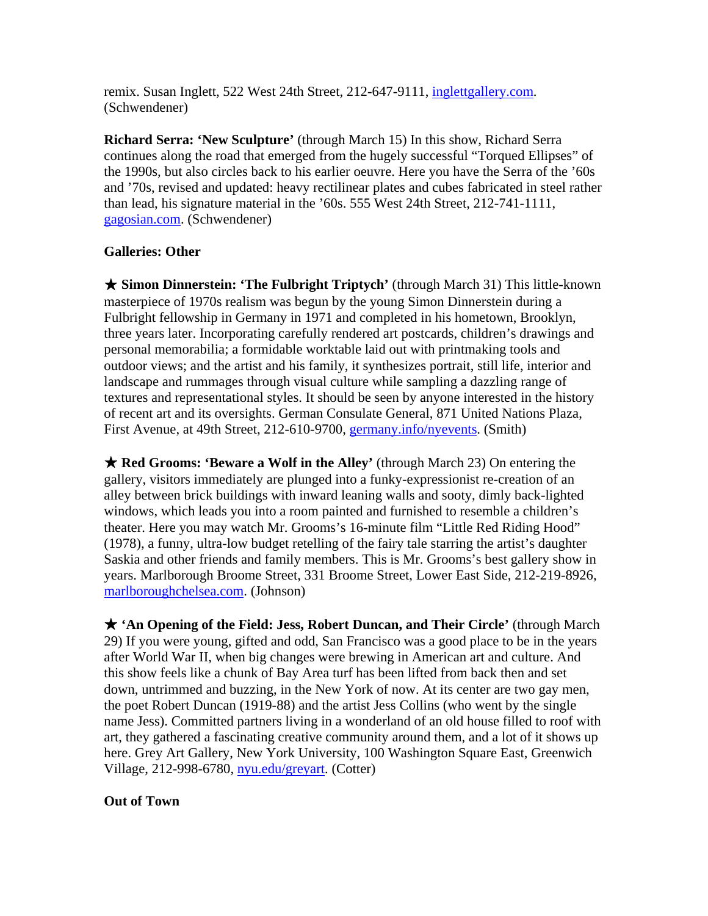remix. Susan Inglett, 522 West 24th Street, 212-647-9111, [inglettgallery.com](inglettgallery.com). (Schwendener)

**Richard Serra: 'New Sculpture'** (through March 15) In this show, Richard Serra continues along the road that emerged from the hugely successful "Torqued Ellipses" of the 1990s, but also circles back to his earlier oeuvre. Here you have the Serra of the '60s and '70s, revised and updated: heavy rectilinear plates and cubes fabricated in steel rather than lead, his signature material in the '60s. 555 West 24th Street, 212-741-1111, [gagosian.com](gagosian.com). (Schwendener)

**Galleries: Other**

★ **Simon Dinnerstein: 'The Fulbright Triptych'** (through March 31) This little-known masterpiece of 1970s realism was begun by the young Simon Dinnerstein during a Fulbright fellowship in Germany in 1971 and completed in his hometown, Brooklyn, three years later. Incorporating carefully rendered art postcards, children's drawings and personal memorabilia; a formidable worktable laid out with printmaking tools and outdoor views; and the artist and his family, it synthesizes portrait, still life, interior and landscape and rummages through visual culture while sampling a dazzling range of textures and representational styles. It should be seen by anyone interested in the history of recent art and its oversights. German Consulate General, 871 United Nations Plaza, First Avenue, at 49th Street, 212-610-9700, [germany.info/nyevents](germany.info/nyevents). (Smith)

★ **Red Grooms: 'Beware a Wolf in the Alley'** (through March 23) On entering the gallery, visitors immediately are plunged into a funky-expressionist re-creation of an alley between brick buildings with inward leaning walls and sooty, dimly back-lighted windows, which leads you into a room painted and furnished to resemble a children's theater. Here you may watch Mr. Grooms's 16-minute film "Little Red Riding Hood" (1978), a funny, ultra-low budget retelling of the fairy tale starring the artist's daughter Saskia and other friends and family members. This is Mr. Grooms's best gallery show in years. Marlborough Broome Street, 331 Broome Street, Lower East Side, 212-219-8926, [marlboroughchelsea.com](marlboroughchelsea.com). (Johnson)

★ **'An Opening of the Field: Jess, Robert Duncan, and Their Circle'** (through March 29) If you were young, gifted and odd, San Francisco was a good place to be in the years after World War II, when big changes were brewing in American art and culture. And this show feels like a chunk of Bay Area turf has been lifted from back then and set down, untrimmed and buzzing, in the New York of now. At its center are two gay men, the poet Robert Duncan (1919-88) and the artist Jess Collins (who went by the single name Jess). Committed partners living in a wonderland of an old house filled to roof with art, they gathered a fascinating creative community around them, and a lot of it shows up here. Grey Art Gallery, New York University, 100 Washington Square East, Greenwich Village, 212-998-6780, [nyu.edu/greyart](nyu.edu/greyart). (Cotter)

**Out of Town**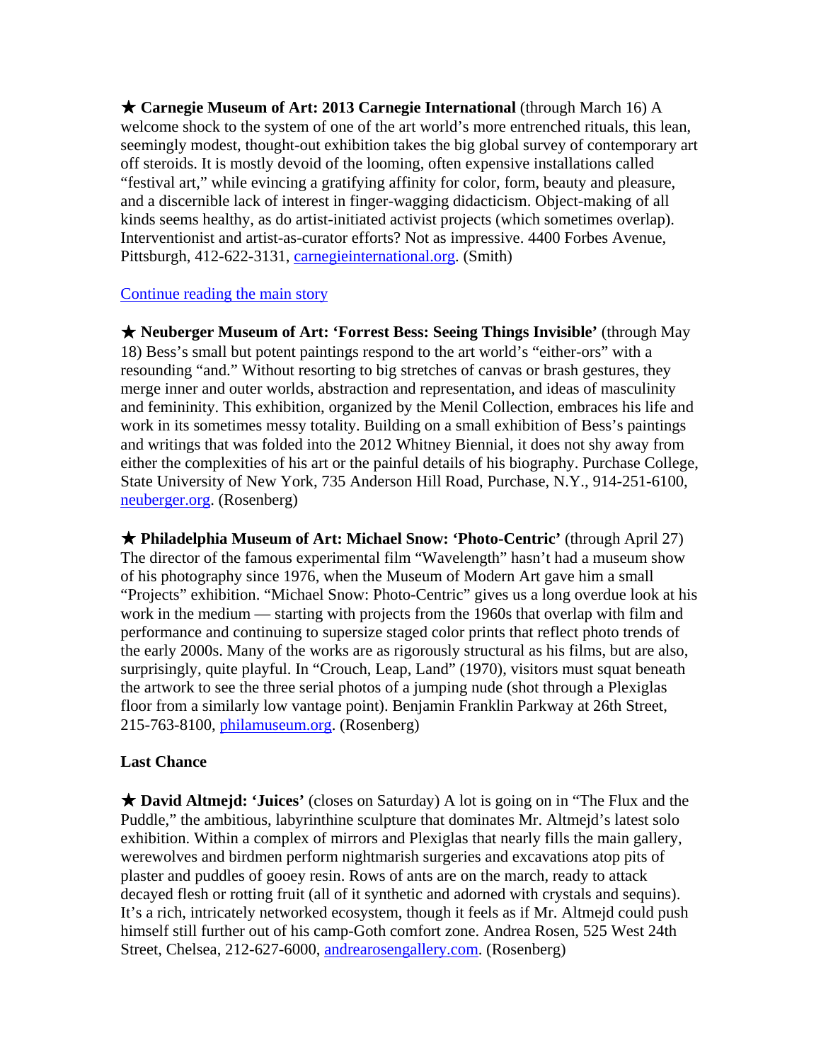★ **Carnegie Museum of Art: 2013 Carnegie International** (through March 16) A welcome shock to the system of one of the art world's more entrenched rituals, this lean, seemingly modest, thought-out exhibition takes the big global survey of contemporary art off steroids. It is mostly devoid of the looming, often expensive installations called "festival art," while evincing a gratifying affinity for color, form, beauty and pleasure, and a discernible lack of interest in finger-wagging didacticism. Object-making of all kinds seems healthy, as do artist-initiated activist projects (which sometimes overlap). Interventionist and artist-as-curator efforts? Not as impressive. 4400 Forbes Avenue, Pittsburgh, 412-622-3131, [carnegieinternational.org](carnegieinternational.org). (Smith)

[Continue reading the main story]()

★ **Neuberger Museum of Art: 'Forrest Bess: Seeing Things Invisible'** (through May 18) Bess's small but potent paintings respond to the art world's "either-ors" with a resounding "and." Without resorting to big stretches of canvas or brash gestures, they merge inner and outer worlds, abstraction and representation, and ideas of masculinity and femininity. This exhibition, organized by the Menil Collection, embraces his life and work in its sometimes messy totality. Building on a small exhibition of Bess's paintings and writings that was folded into the 2012 Whitney Biennial, it does not shy away from either the complexities of his art or the painful details of his biography. Purchase College, State University of New York, 735 Anderson Hill Road, Purchase, N.Y., 914-251-6100, [neuberger.org](neuberger.org). (Rosenberg)

★ **Philadelphia Museum of Art: Michael Snow: 'Photo-Centric'** (through April 27) The director of the famous experimental film "Wavelength" hasn't had a museum show of his photography since 1976, when the Museum of Modern Art gave him a small "Projects" exhibition. "Michael Snow: Photo-Centric" gives us a long overdue look at his work in the medium — starting with projects from the 1960s that overlap with film and performance and continuing to supersize staged color prints that reflect photo trends of the early 2000s. Many of the works are as rigorously structural as his films, but are also, surprisingly, quite playful. In "Crouch, Leap, Land" (1970), visitors must squat beneath the artwork to see the three serial photos of a jumping nude (shot through a Plexiglas floor from a similarly low vantage point). Benjamin Franklin Parkway at 26th Street, 215-763-8100, [philamuseum.org](philamuseum.org). (Rosenberg)

**Last Chance**

★ **David Altmejd: 'Juices'** (closes on Saturday) A lot is going on in "The Flux and the Puddle," the ambitious, labyrinthine sculpture that dominates Mr. Altmejd's latest solo exhibition. Within a complex of mirrors and Plexiglas that nearly fills the main gallery, werewolves and birdmen perform nightmarish surgeries and excavations atop pits of plaster and puddles of gooey resin. Rows of ants are on the march, ready to attack decayed flesh or rotting fruit (all of it synthetic and adorned with crystals and sequins). It's a rich, intricately networked ecosystem, though it feels as if Mr. Altmejd could push himself still further out of his camp-Goth comfort zone. Andrea Rosen, 525 West 24th Street, Chelsea, 212-627-6000, [andrearosengallery.com](andrearosengallery.com). (Rosenberg)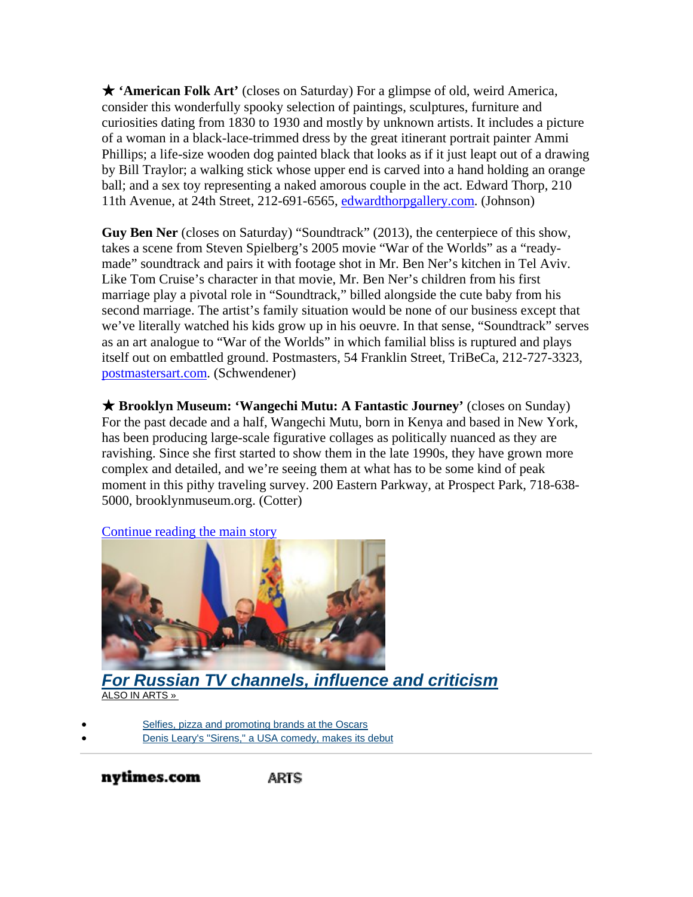★ **'American Folk Art'** (closes on Saturday) For a glimpse of old, weird America, consider this wonderfully spooky selection of paintings, sculptures, furniture and curiosities dating from 1830 to 1930 and mostly by unknown artists. It includes a picture of a woman in a black-lace-trimmed dress by the great itinerant portrait painter Ammi Phillips; a life-size wooden dog painted black that looks as if it just leapt out of a drawing by Bill Traylor; a walking stick whose upper end is carved into a hand holding an orange ball; and a sex toy representing a naked amorous couple in the act. Edward Thorp, 210 11th Avenue, at 24th Street, 212-691-6565, [edwardthorpgallery.com](edwardthorpgallery.com). (Johnson)

**Guy Ben Ner** (closes on Saturday) "Soundtrack" (2013), the centerpiece of this show, takes a scene from Steven Spielberg's 2005 movie "War of the Worlds" as a "ready-made" soundtrack and pairs it with footage shot in Mr. Ben Ner's kitchen in Tel Aviv. Like Tom Cruise's character in that movie, Mr. Ben Ner's children from his first marriage play a pivotal role in "Soundtrack," billed alongside the cute baby from his second marriage. The artist's family situation would be none of our business except that we've literally watched his kids grow up in his oeuvre. In that sense, "Soundtrack" serves as an art analogue to "War of the Worlds" in which familial bliss is ruptured and plays itself out on embattled ground. Postmasters, 54 Franklin Street, TriBeCa, 212-727-3323, [postmastersart.com](postmastersart.com). (Schwendener)

★ **Brooklyn Museum: 'Wangechi Mutu: A Fantastic Journey'** (closes on Sunday) For the past decade and a half, Wangechi Mutu, born in Kenya and based in New York, has been producing large-scale figurative collages as politically nuanced as they are ravishing. Since she first started to show them in the late 1990s, they have grown more complex and detailed, and we're seeing them at what has to be some kind of peak moment in this pithy traveling survey. 200 Eastern Parkway, at Prospect Park, 718-638-5000, brooklynmuseum.org. (Cotter)

Continue reading the main story

***For Russian TV channels, influence and criticism***

ALSO IN ARTS »

- Selfies, pizza and promoting brands at the Oscars
- Denis Leary's "Sirens," a USA comedy, makes its debut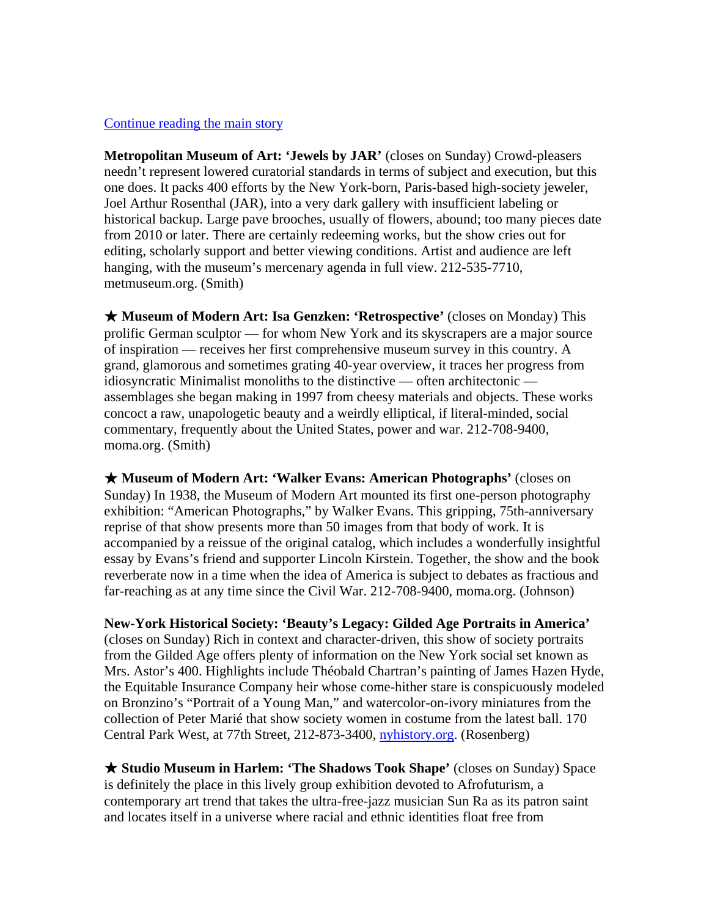[Continue reading the main story]

**Metropolitan Museum of Art: 'Jewels by JAR'** (closes on Sunday) Crowd-pleasers needn't represent lowered curatorial standards in terms of subject and execution, but this one does. It packs 400 efforts by the New York-born, Paris-based high-society jeweler, Joel Arthur Rosenthal (JAR), into a very dark gallery with insufficient labeling or historical backup. Large pave brooches, usually of flowers, abound; too many pieces date from 2010 or later. There are certainly redeeming works, but the show cries out for editing, scholarly support and better viewing conditions. Artist and audience are left hanging, with the museum's mercenary agenda in full view. 212-535-7710, metmuseum.org. (Smith)

★ **Museum of Modern Art: Isa Genzken: 'Retrospective'** (closes on Monday) This prolific German sculptor — for whom New York and its skyscrapers are a major source of inspiration — receives her first comprehensive museum survey in this country. A grand, glamorous and sometimes grating 40-year overview, it traces her progress from idiosyncratic Minimalist monoliths to the distinctive — often architectonic — assemblages she began making in 1997 from cheesy materials and objects. These works concoct a raw, unapologetic beauty and a weirdly elliptical, if literal-minded, social commentary, frequently about the United States, power and war. 212-708-9400, moma.org. (Smith)

★ **Museum of Modern Art: 'Walker Evans: American Photographs'** (closes on Sunday) In 1938, the Museum of Modern Art mounted its first one-person photography exhibition: "American Photographs," by Walker Evans. This gripping, 75th-anniversary reprise of that show presents more than 50 images from that body of work. It is accompanied by a reissue of the original catalog, which includes a wonderfully insightful essay by Evans's friend and supporter Lincoln Kirstein. Together, the show and the book reverberate now in a time when the idea of America is subject to debates as fractious and far-reaching as at any time since the Civil War. 212-708-9400, moma.org. (Johnson)

**New-York Historical Society: 'Beauty's Legacy: Gilded Age Portraits in America'** (closes on Sunday) Rich in context and character-driven, this show of society portraits from the Gilded Age offers plenty of information on the New York social set known as Mrs. Astor's 400. Highlights include Théobald Chartran's painting of James Hazen Hyde, the Equitable Insurance Company heir whose come-hither stare is conspicuously modeled on Bronzino's "Portrait of a Young Man," and watercolor-on-ivory miniatures from the collection of Peter Marié that show society women in costume from the latest ball. 170 Central Park West, at 77th Street, 212-873-3400, [nyhistory.org]. (Rosenberg)

★ **Studio Museum in Harlem: 'The Shadows Took Shape'** (closes on Sunday) Space is definitely the place in this lively group exhibition devoted to Afrofuturism, a contemporary art trend that takes the ultra-free-jazz musician Sun Ra as its patron saint and locates itself in a universe where racial and ethnic identities float free from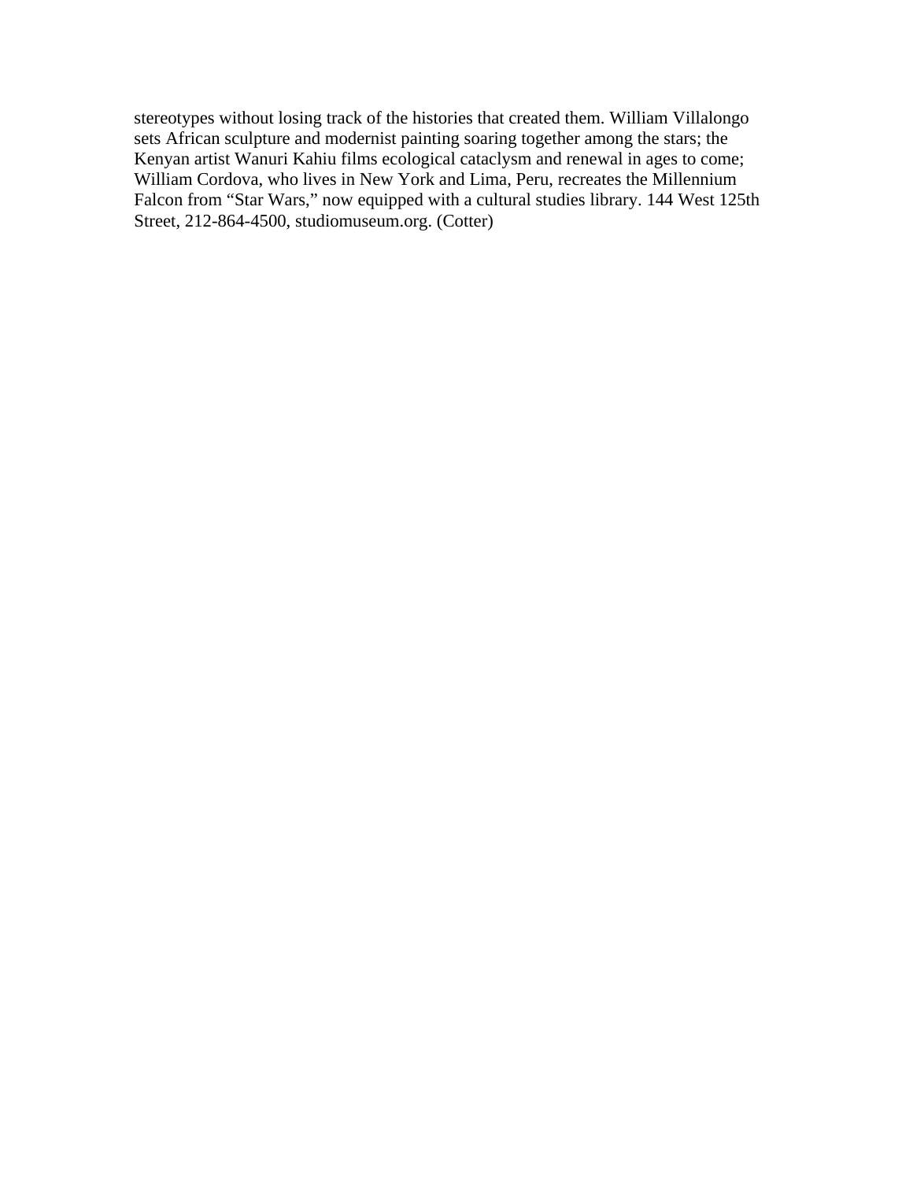stereotypes without losing track of the histories that created them. William Villalongo sets African sculpture and modernist painting soaring together among the stars; the Kenyan artist Wanuri Kahiu films ecological cataclysm and renewal in ages to come; William Cordova, who lives in New York and Lima, Peru, recreates the Millennium Falcon from "Star Wars," now equipped with a cultural studies library. 144 West 125th Street, 212-864-4500, studiomuseum.org. (Cotter)